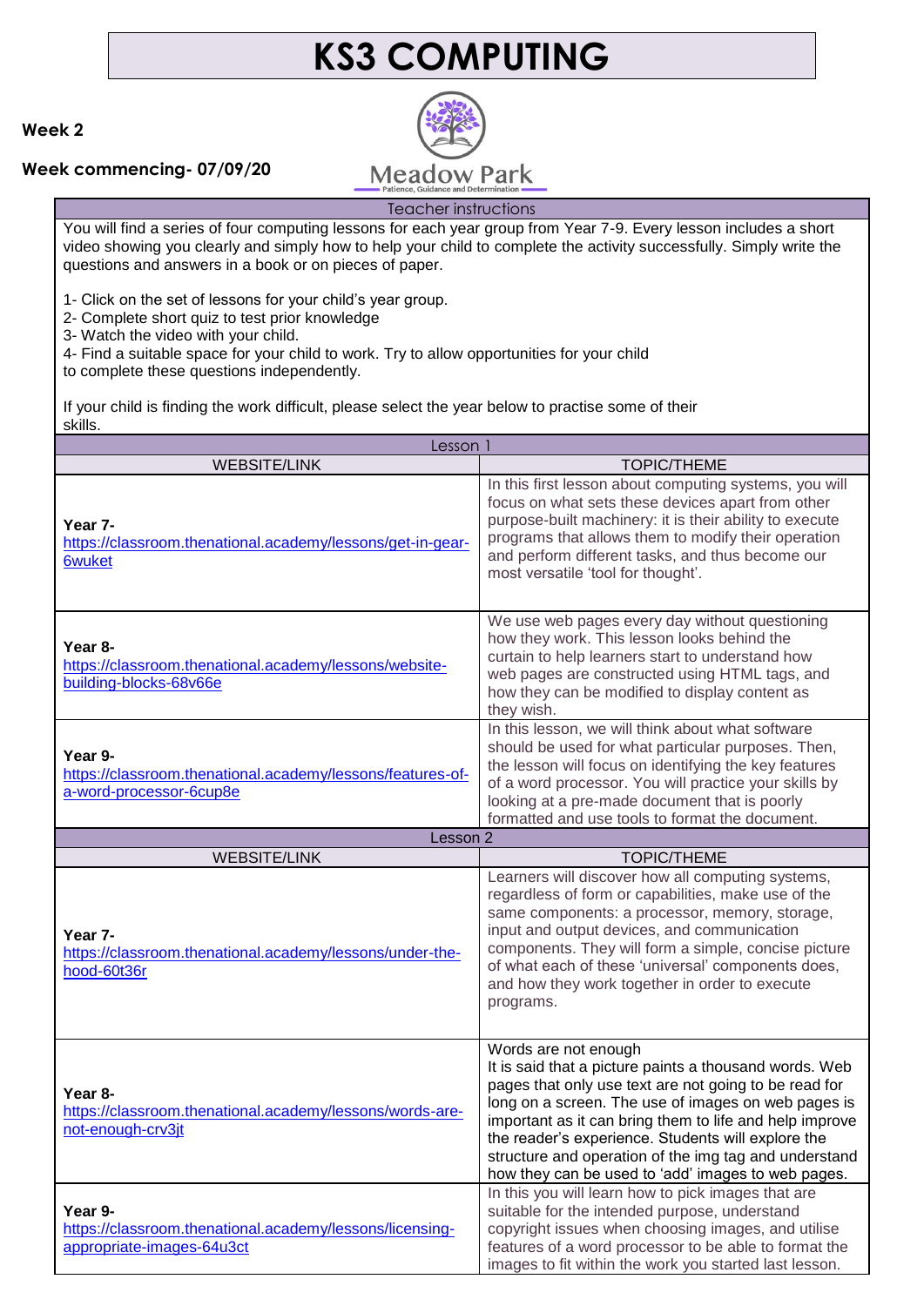# KS3 COMPUTING

**Week 2**

**Week commencing- 07/09/20**

Meadow Park
Patience, Guidance and Determination

| Teacher instructions | |
|---|---|
| You will find a series of four computing lessons for each year group from Year 7-9. Every lesson includes a short video showing you clearly and simply how to help your child to complete the activity successfully. Simply write the questions and answers in a book or on pieces of paper.<br><br>1- Click on the set of lessons for your child's year group.<br>2- Complete short quiz to test prior knowledge<br>3- Watch the video with your child.<br>4- Find a suitable space for your child to work. Try to allow opportunities for your child to complete these questions independently.<br><br>If your child is finding the work difficult, please select the year below to practise some of their skills. | |
| **Lesson 1** | |
| WEBSITE/LINK | TOPIC/THEME |
| **Year 7-** https://classroom.thenational.academy/lessons/get-in-gear-6wuket | In this first lesson about computing systems, you will focus on what sets these devices apart from other purpose-built machinery: it is their ability to execute programs that allows them to modify their operation and perform different tasks, and thus become our most versatile 'tool for thought'. |
| **Year 8-** https://classroom.thenational.academy/lessons/website-building-blocks-68v66e | We use web pages every day without questioning how they work. This lesson looks behind the curtain to help learners start to understand how web pages are constructed using HTML tags, and how they can be modified to display content as they wish. |
| **Year 9-** https://classroom.thenational.academy/lessons/features-of-a-word-processor-6cup8e | In this lesson, we will think about what software should be used for what particular purposes. Then, the lesson will focus on identifying the key features of a word processor. You will practice your skills by looking at a pre-made document that is poorly formatted and use tools to format the document. |
| **Lesson 2** | |
| WEBSITE/LINK | TOPIC/THEME |
| **Year 7-** https://classroom.thenational.academy/lessons/under-the-hood-60t36r | Learners will discover how all computing systems, regardless of form or capabilities, make use of the same components: a processor, memory, storage, input and output devices, and communication components. They will form a simple, concise picture of what each of these 'universal' components does, and how they work together in order to execute programs. |
| **Year 8-** https://classroom.thenational.academy/lessons/words-are-not-enough-crv3jt | Words are not enough<br>It is said that a picture paints a thousand words. Web pages that only use text are not going to be read for long on a screen. The use of images on web pages is important as it can bring them to life and help improve the reader's experience. Students will explore the structure and operation of the img tag and understand how they can be used to 'add' images to web pages. |
| **Year 9-** https://classroom.thenational.academy/lessons/licensing-appropriate-images-64u3ct | In this you will learn how to pick images that are suitable for the intended purpose, understand copyright issues when choosing images, and utilise features of a word processor to be able to format the images to fit within the work you started last lesson. |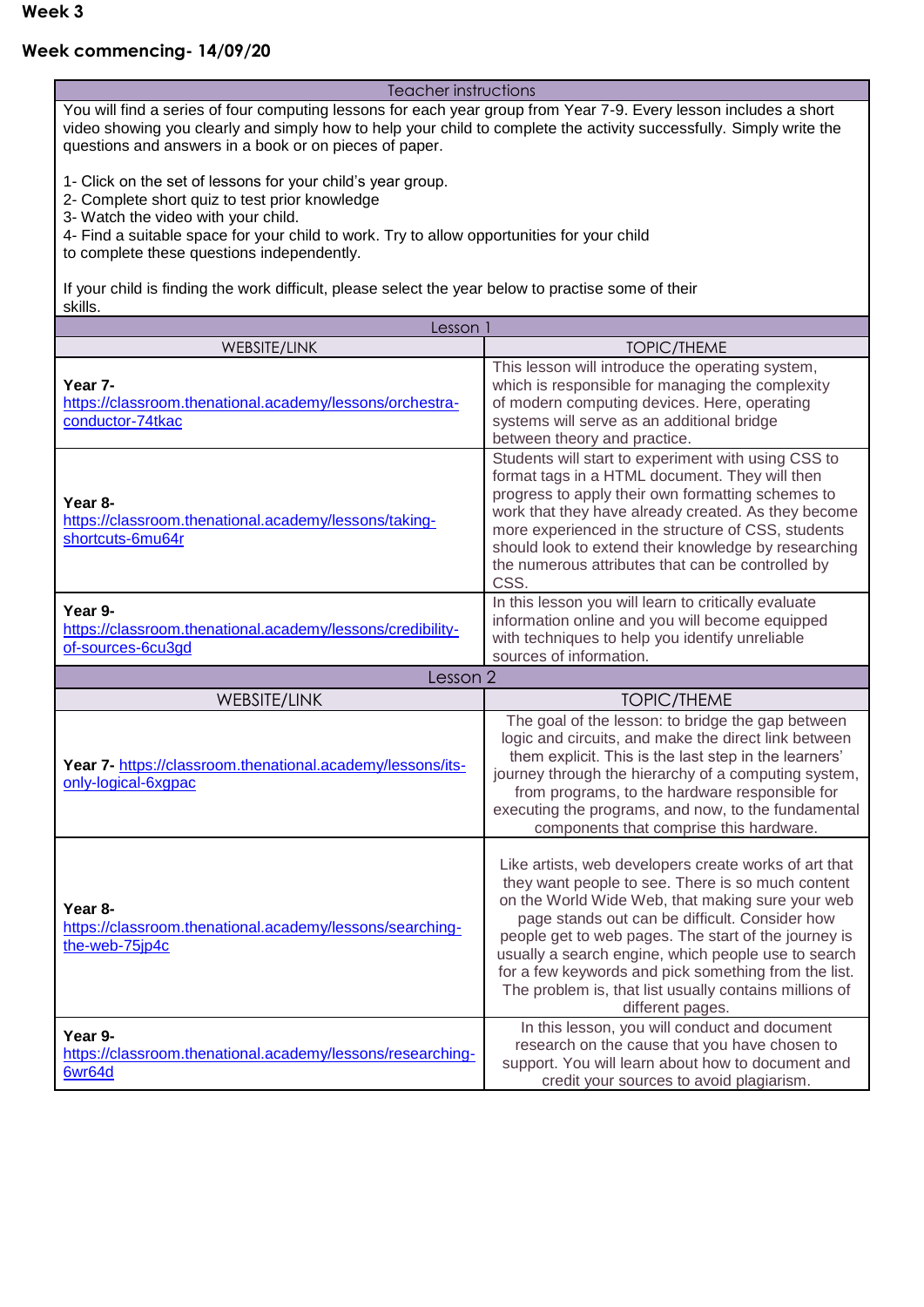**Week 3**

**Week commencing- 14/09/20**

| Teacher instructions | |
|---|---|
| You will find a series of four computing lessons for each year group from Year 7-9. Every lesson includes a short video showing you clearly and simply how to help your child to complete the activity successfully. Simply write the questions and answers in a book or on pieces of paper.<br><br>1- Click on the set of lessons for your child's year group.<br>2- Complete short quiz to test prior knowledge<br>3- Watch the video with your child.<br>4- Find a suitable space for your child to work. Try to allow opportunities for your child to complete these questions independently.<br><br>If your child is finding the work difficult, please select the year below to practise some of their skills. | |
| Lesson 1 | |
| WEBSITE/LINK | TOPIC/THEME |
| **Year 7-** https://classroom.thenational.academy/lessons/orchestra-conductor-74tkac | This lesson will introduce the operating system, which is responsible for managing the complexity of modern computing devices. Here, operating systems will serve as an additional bridge between theory and practice. |
| **Year 8-** https://classroom.thenational.academy/lessons/taking-shortcuts-6mu64r | Students will start to experiment with using CSS to format tags in a HTML document. They will then progress to apply their own formatting schemes to work that they have already created. As they become more experienced in the structure of CSS, students should look to extend their knowledge by researching the numerous attributes that can be controlled by CSS. |
| **Year 9-** https://classroom.thenational.academy/lessons/credibility-of-sources-6cu3gd | In this lesson you will learn to critically evaluate information online and you will become equipped with techniques to help you identify unreliable sources of information. |
| Lesson 2 | |
| WEBSITE/LINK | TOPIC/THEME |
| **Year 7-** https://classroom.thenational.academy/lessons/its-only-logical-6xgpac | The goal of the lesson: to bridge the gap between logic and circuits, and make the direct link between them explicit. This is the last step in the learners' journey through the hierarchy of a computing system, from programs, to the hardware responsible for executing the programs, and now, to the fundamental components that comprise this hardware. |
| **Year 8-** https://classroom.thenational.academy/lessons/searching-the-web-75jp4c | Like artists, web developers create works of art that they want people to see. There is so much content on the World Wide Web, that making sure your web page stands out can be difficult. Consider how people get to web pages. The start of the journey is usually a search engine, which people use to search for a few keywords and pick something from the list. The problem is, that list usually contains millions of different pages. |
| **Year 9-** https://classroom.thenational.academy/lessons/researching-6wr64d | In this lesson, you will conduct and document research on the cause that you have chosen to support. You will learn about how to document and credit your sources to avoid plagiarism. |